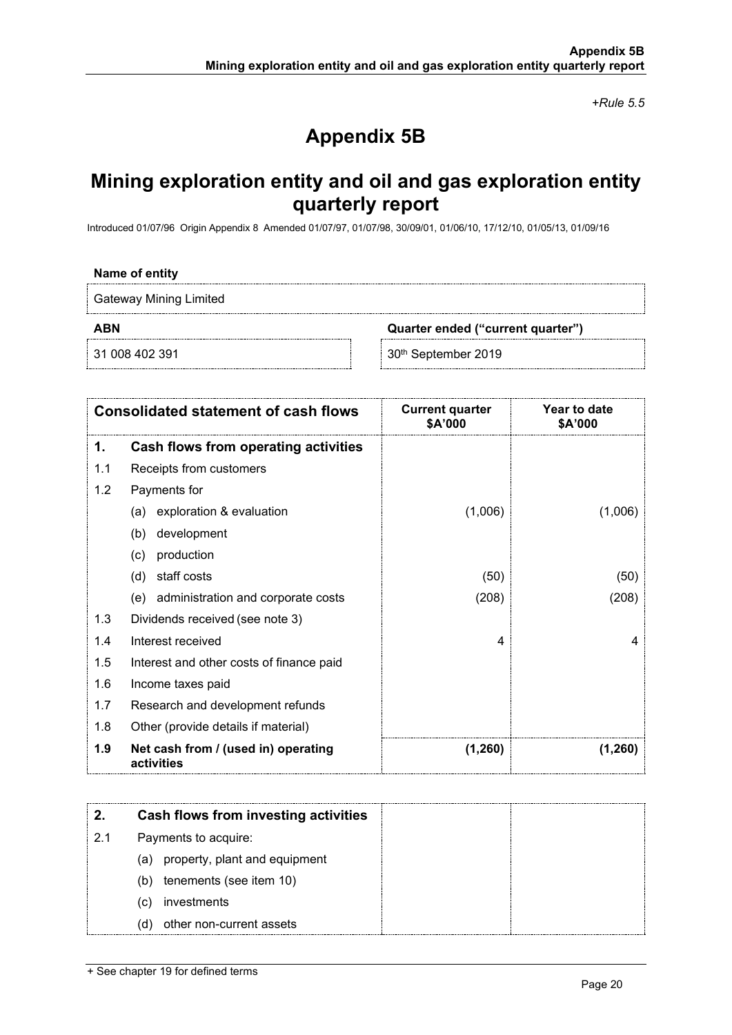*+Rule 5.5*

# Appendix 5B

## Mining exploration entity and oil and gas exploration entity quarterly report

Introduced 01/07/96 Origin Appendix 8 Amended 01/07/97, 01/07/98, 30/09/01, 01/06/10, 17/12/10, 01/05/13, 01/09/16

**Name of entity**

Gateway Mining Limited

| **ABN** | **Quarter ended ("current quarter")** |
|---|---|
| 31 008 402 391 | 30th September 2019 |

| **Consolidated statement of cash flows** | | **Current quarter $A'000** | **Year to date $A'000** |
|---|---|---|---|
| **1.** | **Cash flows from operating activities** | | |
| 1.1 | Receipts from customers | | |
| 1.2 | Payments for | | |
| | (a) exploration & evaluation | (1,006) | (1,006) |
| | (b) development | | |
| | (c) production | | |
| | (d) staff costs | (50) | (50) |
| | (e) administration and corporate costs | (208) | (208) |
| 1.3 | Dividends received (see note 3) | | |
| 1.4 | Interest received | 4 | 4 |
| 1.5 | Interest and other costs of finance paid | | |
| 1.6 | Income taxes paid | | |
| 1.7 | Research and development refunds | | |
| 1.8 | Other (provide details if material) | | |
| **1.9** | **Net cash from / (used in) operating activities** | **(1,260)** | **(1,260)** |

| **2.** | **Cash flows from investing activities** | | |
|---|---|---|---|
| 2.1 | Payments to acquire: | | |
| | (a) property, plant and equipment | | |
| | (b) tenements (see item 10) | | |
| | (c) investments | | |
| | (d) other non-current assets | | |

+ See chapter 19 for defined terms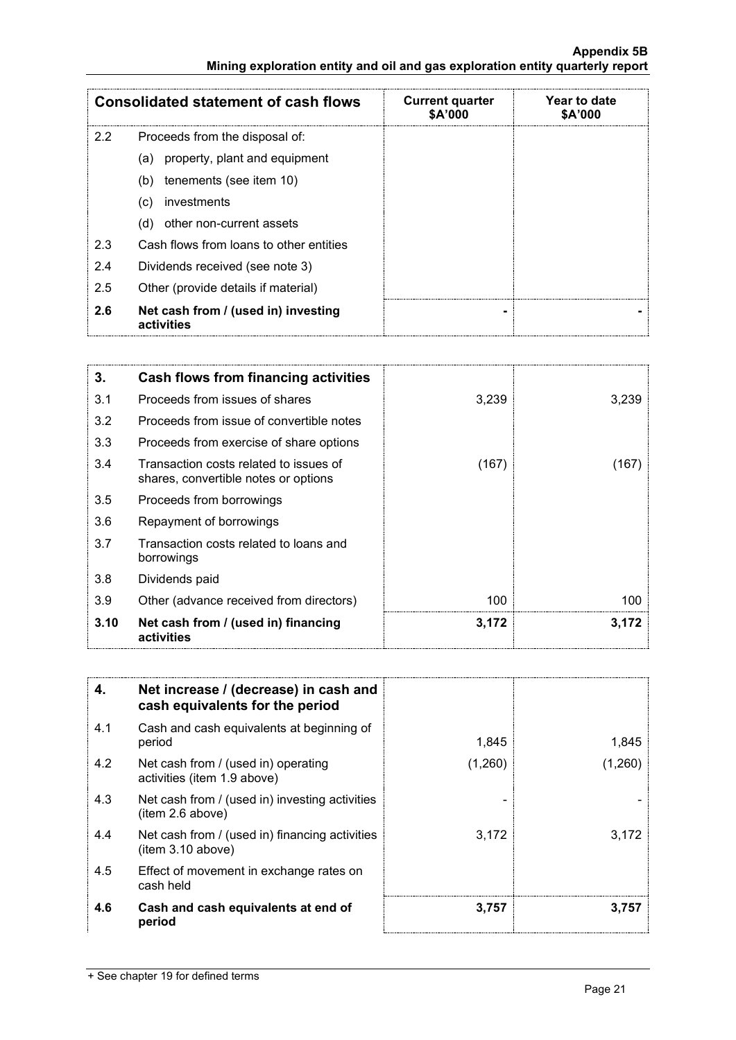| Consolidated statement of cash flows | | Current quarter $A'000 | Year to date $A'000 |
|---|---|---|---|
| 2.2 | Proceeds from the disposal of: | | |
| | (a) property, plant and equipment | | |
| | (b) tenements (see item 10) | | |
| | (c) investments | | |
| | (d) other non-current assets | | |
| 2.3 | Cash flows from loans to other entities | | |
| 2.4 | Dividends received (see note 3) | | |
| 2.5 | Other (provide details if material) | | |
| **2.6** | **Net cash from / (used in) investing activities** | **-** | **-** |

| 3. | Cash flows from financing activities | | |
|---|---|---|---|
| 3.1 | Proceeds from issues of shares | 3,239 | 3,239 |
| 3.2 | Proceeds from issue of convertible notes | | |
| 3.3 | Proceeds from exercise of share options | | |
| 3.4 | Transaction costs related to issues of shares, convertible notes or options | (167) | (167) |
| 3.5 | Proceeds from borrowings | | |
| 3.6 | Repayment of borrowings | | |
| 3.7 | Transaction costs related to loans and borrowings | | |
| 3.8 | Dividends paid | | |
| 3.9 | Other (advance received from directors) | 100 | 100 |
| **3.10** | **Net cash from / (used in) financing activities** | **3,172** | **3,172** |

| 4. | Net increase / (decrease) in cash and cash equivalents for the period | | |
|---|---|---|---|
| 4.1 | Cash and cash equivalents at beginning of period | 1,845 | 1,845 |
| 4.2 | Net cash from / (used in) operating activities (item 1.9 above) | (1,260) | (1,260) |
| 4.3 | Net cash from / (used in) investing activities (item 2.6 above) | - | - |
| 4.4 | Net cash from / (used in) financing activities (item 3.10 above) | 3,172 | 3,172 |
| 4.5 | Effect of movement in exchange rates on cash held | | |
| **4.6** | **Cash and cash equivalents at end of period** | **3,757** | **3,757** |

+ See chapter 19 for defined terms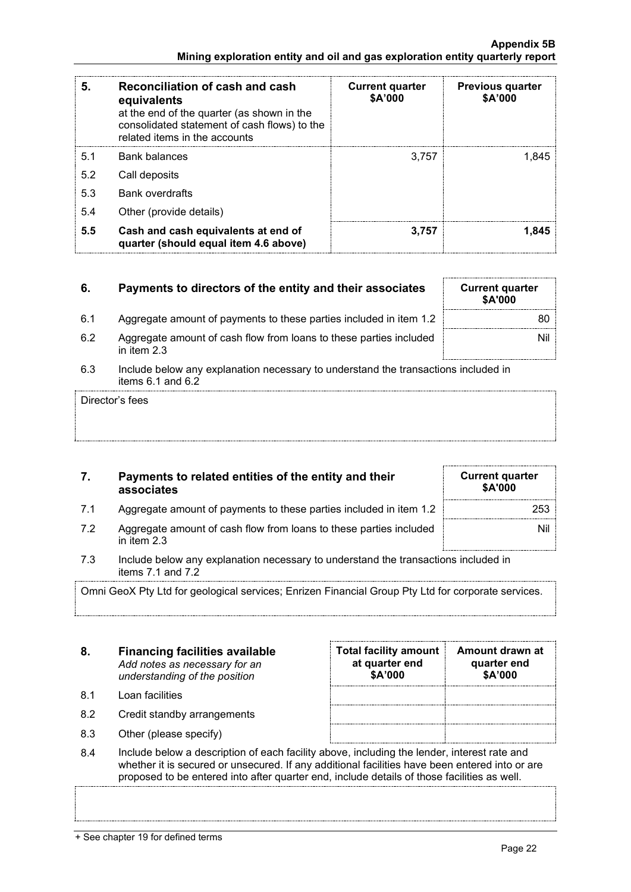| 5. | Reconciliation of cash and cash equivalents at the end of the quarter (as shown in the consolidated statement of cash flows) to the related items in the accounts | Current quarter $A'000 | Previous quarter $A'000 |
|---|---|---|---|
| 5.1 | Bank balances | 3,757 | 1,845 |
| 5.2 | Call deposits | | |
| 5.3 | Bank overdrafts | | |
| 5.4 | Other (provide details) | | |
| **5.5** | **Cash and cash equivalents at end of quarter (should equal item 4.6 above)** | **3,757** | **1,845** |

| 6. | Payments to directors of the entity and their associates | Current quarter $A'000 |
|---|---|---|
| 6.1 | Aggregate amount of payments to these parties included in item 1.2 | 80 |
| 6.2 | Aggregate amount of cash flow from loans to these parties included in item 2.3 | Nil |

6.3 Include below any explanation necessary to understand the transactions included in items 6.1 and 6.2

Director's fees

| 7. | Payments to related entities of the entity and their associates | Current quarter $A'000 |
|---|---|---|
| 7.1 | Aggregate amount of payments to these parties included in item 1.2 | 253 |
| 7.2 | Aggregate amount of cash flow from loans to these parties included in item 2.3 | Nil |

7.3 Include below any explanation necessary to understand the transactions included in items 7.1 and 7.2

Omni GeoX Pty Ltd for geological services; Enrizen Financial Group Pty Ltd for corporate services.

| 8. | Financing facilities available *Add notes as necessary for an understanding of the position* | Total facility amount at quarter end $A'000 | Amount drawn at quarter end $A'000 |
|---|---|---|---|
| 8.1 | Loan facilities | | |
| 8.2 | Credit standby arrangements | | |
| 8.3 | Other (please specify) | | |

8.4 Include below a description of each facility above, including the lender, interest rate and whether it is secured or unsecured. If any additional facilities have been entered into or are proposed to be entered into after quarter end, include details of those facilities as well.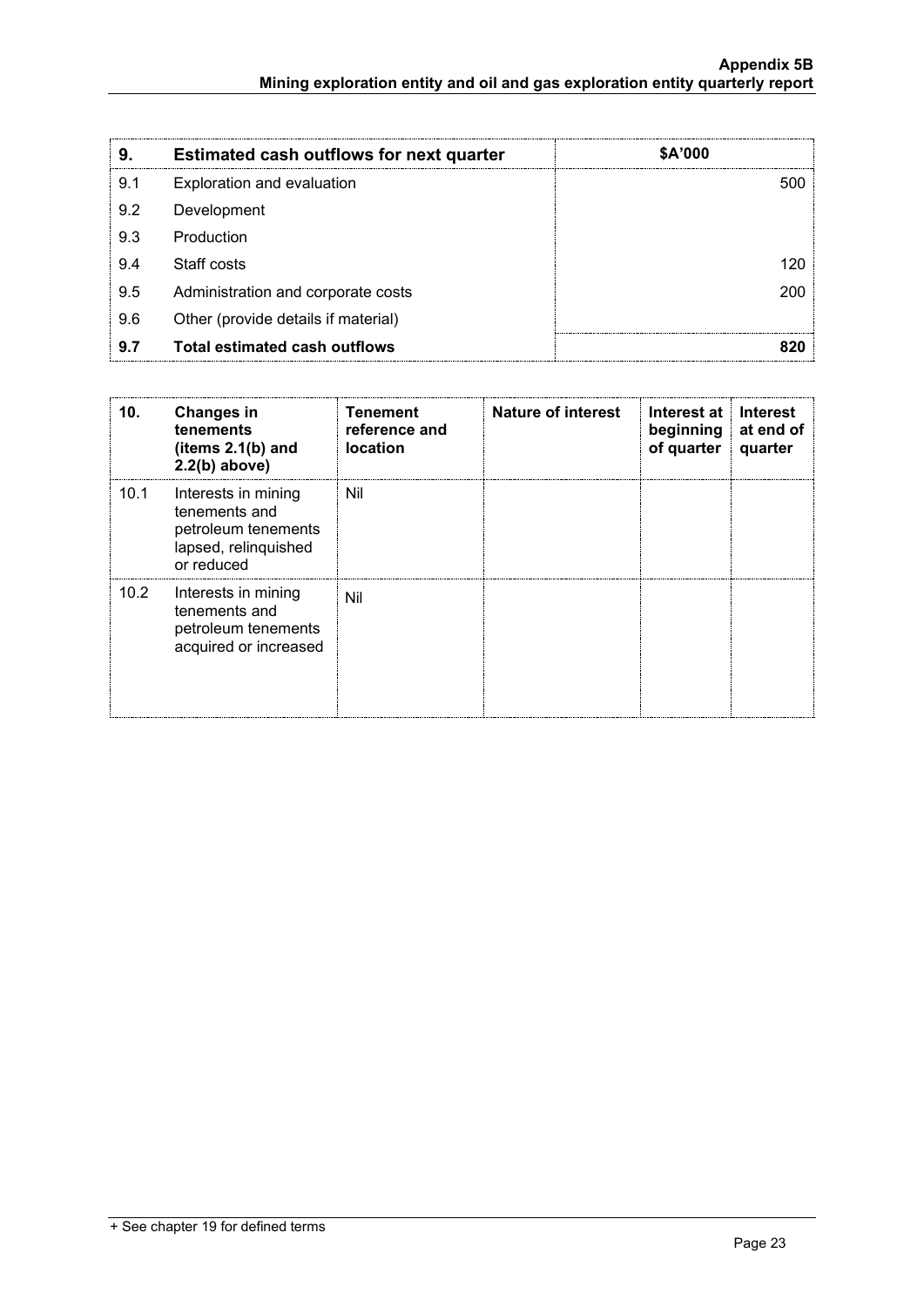| 9. | Estimated cash outflows for next quarter | $A'000 |
|---|---|---|
| 9.1 | Exploration and evaluation | 500 |
| 9.2 | Development | |
| 9.3 | Production | |
| 9.4 | Staff costs | 120 |
| 9.5 | Administration and corporate costs | 200 |
| 9.6 | Other (provide details if material) | |
| **9.7** | **Total estimated cash outflows** | **820** |

| 10. | Changes in tenements (items 2.1(b) and 2.2(b) above) | Tenement reference and location | Nature of interest | Interest at beginning of quarter | Interest at end of quarter |
|---|---|---|---|---|---|
| 10.1 | Interests in mining tenements and petroleum tenements lapsed, relinquished or reduced | Nil | | | |
| 10.2 | Interests in mining tenements and petroleum tenements acquired or increased | Nil | | | |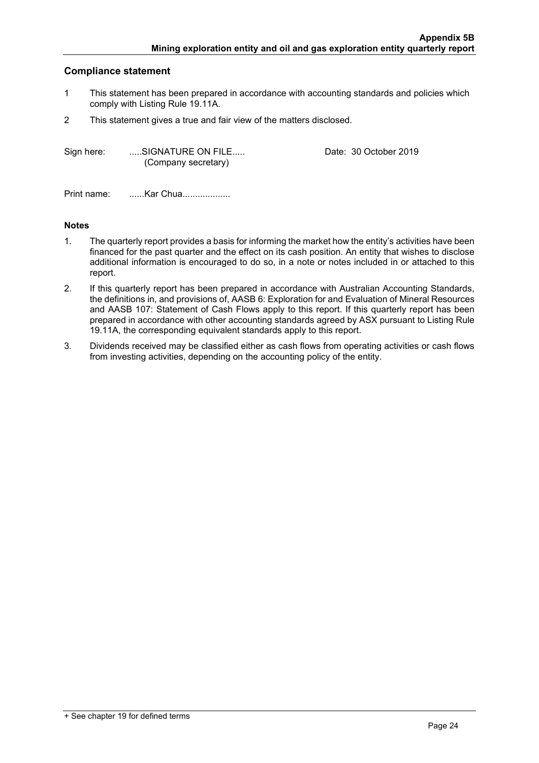## Compliance statement

1 This statement has been prepared in accordance with accounting standards and policies which comply with Listing Rule 19.11A.

2 This statement gives a true and fair view of the matters disclosed.

Sign here: .....SIGNATURE ON FILE..... Date: 30 October 2019
(Company secretary)

Print name: ......Kar Chua..................

**Notes**

1. The quarterly report provides a basis for informing the market how the entity's activities have been financed for the past quarter and the effect on its cash position. An entity that wishes to disclose additional information is encouraged to do so, in a note or notes included in or attached to this report.
2. If this quarterly report has been prepared in accordance with Australian Accounting Standards, the definitions in, and provisions of, AASB 6: Exploration for and Evaluation of Mineral Resources and AASB 107: Statement of Cash Flows apply to this report. If this quarterly report has been prepared in accordance with other accounting standards agreed by ASX pursuant to Listing Rule 19.11A, the corresponding equivalent standards apply to this report.
3. Dividends received may be classified either as cash flows from operating activities or cash flows from investing activities, depending on the accounting policy of the entity.

+ See chapter 19 for defined terms